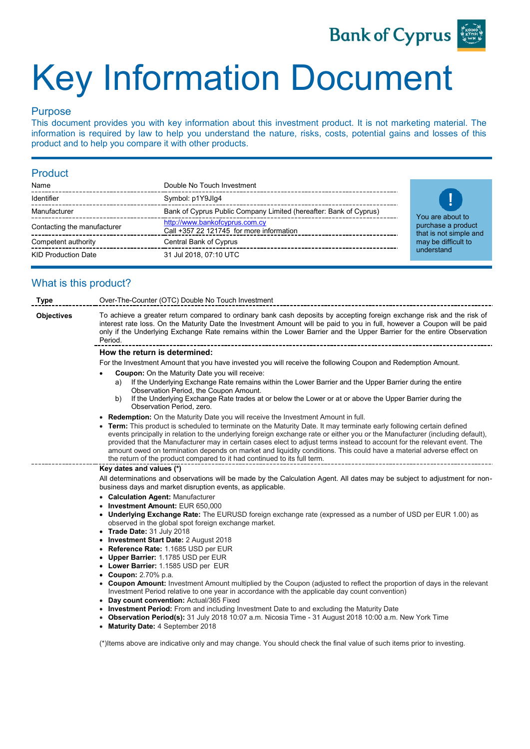# Key Information Document

## Purpose

This document provides you with key information about this investment product. It is not marketing material. The information is required by law to help you understand the nature, risks, costs, potential gains and losses of this product and to help you compare it with other products.

## Product

| | |
|---|---|
| Name | Double No Touch Investment |
| Identifier | Symbol: p1Y9JIg4 |
| Manufacturer | Bank of Cyprus Public Company Limited (hereafter: Bank of Cyprus) |
| Contacting the manufacturer | http://www.bankofcyprus.com.cy<br>Call +357 22 121745 for more information |
| Competent authority | Central Bank of Cyprus |
| KID Production Date | 31 Jul 2018, 07:10 UTC |

**!** You are about to purchase a product that is not simple and may be difficult to understand

## What is this product?

**Type**

Over-The-Counter (OTC) Double No Touch Investment

**Objectives**

To achieve a greater return compared to ordinary bank cash deposits by accepting foreign exchange risk and the risk of interest rate loss. On the Maturity Date the Investment Amount will be paid to you in full, however a Coupon will be paid only if the Underlying Exchange Rate remains within the Lower Barrier and the Upper Barrier for the entire Observation Period.

**How the return is determined:**

For the Investment Amount that you have invested you will receive the following Coupon and Redemption Amount.

- **Coupon:** On the Maturity Date you will receive:
  a) If the Underlying Exchange Rate remains within the Lower Barrier and the Upper Barrier during the entire Observation Period, the Coupon Amount.
  b) If the Underlying Exchange Rate trades at or below the Lower or at or above the Upper Barrier during the Observation Period, zero.
- **Redemption:** On the Maturity Date you will receive the Investment Amount in full.
- **Term:** This product is scheduled to terminate on the Maturity Date. It may terminate early following certain defined events principally in relation to the underlying foreign exchange rate or either you or the Manufacturer (including default), provided that the Manufacturer may in certain cases elect to adjust terms instead to account for the relevant event. The amount owed on termination depends on market and liquidity conditions. This could have a material adverse effect on the return of the product compared to it had continued to its full term.

**Key dates and values (*)**

All determinations and observations will be made by the Calculation Agent. All dates may be subject to adjustment for non-business days and market disruption events, as applicable.

- **Calculation Agent:** Manufacturer
- **Investment Amount:** EUR 650,000
- **Underlying Exchange Rate:** The EURUSD foreign exchange rate (expressed as a number of USD per EUR 1.00) as observed in the global spot foreign exchange market.
- **Trade Date:** 31 July 2018
- **Investment Start Date:** 2 August 2018
- **Reference Rate:** 1.1685 USD per EUR
- **Upper Barrier:** 1.1785 USD per EUR
- **Lower Barrier:** 1.1585 USD per EUR
- **Coupon:** 2.70% p.a.
- **Coupon Amount:** Investment Amount multiplied by the Coupon (adjusted to reflect the proportion of days in the relevant Investment Period relative to one year in accordance with the applicable day count convention)
- **Day count convention:** Actual/365 Fixed
- **Investment Period:** From and including Investment Date to and excluding the Maturity Date
- **Observation Period(s):** 31 July 2018 10:07 a.m. Nicosia Time - 31 August 2018 10:00 a.m. New York Time
- **Maturity Date:** 4 September 2018

(*)Items above are indicative only and may change. You should check the final value of such items prior to investing.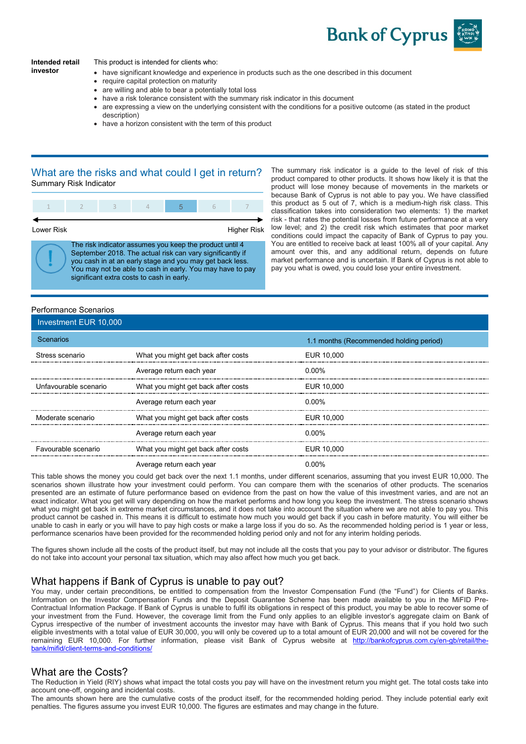**Intended retail investor**

This product is intended for clients who:

- have significant knowledge and experience in products such as the one described in this document
- require capital protection on maturity
- are willing and able to bear a potentially total loss
- have a risk tolerance consistent with the summary risk indicator in this document
- are expressing a view on the underlying consistent with the conditions for a positive outcome (as stated in the product description)
- have a horizon consistent with the term of this product

## What are the risks and what could I get in return?

Summary Risk Indicator

| 1 | 2 | 3 | 4 | 5 | 6 | 7 |
|---|---|---|---|---|---|---|

Lower Risk — Higher Risk

The risk indicator assumes you keep the product until 4 September 2018. The actual risk can vary significantly if you cash in at an early stage and you may get back less. You may not be able to cash in early. You may have to pay significant extra costs to cash in early.

The summary risk indicator is a guide to the level of risk of this product compared to other products. It shows how likely it is that the product will lose money because of movements in the markets or because Bank of Cyprus is not able to pay you. We have classified this product as 5 out of 7, which is a medium-high risk class. This classification takes into consideration two elements: 1) the market risk - that rates the potential losses from future performance at a very low level; and 2) the credit risk which estimates that poor market conditions could impact the capacity of Bank of Cyprus to pay you. You are entitled to receive back at least 100% all of your capital. Any amount over this, and any additional return, depends on future market performance and is uncertain. If Bank of Cyprus is not able to pay you what is owed, you could lose your entire investment.

Performance Scenarios

| Investment EUR 10,000 | | |
|---|---|---|
| **Scenarios** | | **1.1 months (Recommended holding period)** |
| Stress scenario | What you might get back after costs | EUR 10,000 |
| | Average return each year | 0.00% |
| Unfavourable scenario | What you might get back after costs | EUR 10,000 |
| | Average return each year | 0.00% |
| Moderate scenario | What you might get back after costs | EUR 10,000 |
| | Average return each year | 0.00% |
| Favourable scenario | What you might get back after costs | EUR 10,000 |
| | Average return each year | 0.00% |

This table shows the money you could get back over the next 1.1 months, under different scenarios, assuming that you invest EUR 10,000. The scenarios shown illustrate how your investment could perform. You can compare them with the scenarios of other products. The scenarios presented are an estimate of future performance based on evidence from the past on how the value of this investment varies, and are not an exact indicator. What you get will vary depending on how the market performs and how long you keep the investment. The stress scenario shows what you might get back in extreme market circumstances, and it does not take into account the situation where we are not able to pay you. This product cannot be cashed in. This means it is difficult to estimate how much you would get back if you cash in before maturity. You will either be unable to cash in early or you will have to pay high costs or make a large loss if you do so. As the recommended holding period is 1 year or less, performance scenarios have been provided for the recommended holding period only and not for any interim holding periods.

The figures shown include all the costs of the product itself, but may not include all the costs that you pay to your advisor or distributor. The figures do not take into account your personal tax situation, which may also affect how much you get back.

## What happens if Bank of Cyprus is unable to pay out?

You may, under certain preconditions, be entitled to compensation from the Investor Compensation Fund (the "Fund") for Clients of Banks. Information on the Investor Compensation Funds and the Deposit Guarantee Scheme has been made available to you in the MiFID Pre-Contractual Information Package. If Bank of Cyprus is unable to fulfil its obligations in respect of this product, you may be able to recover some of your investment from the Fund. However, the coverage limit from the Fund only applies to an eligible investor's aggregate claim on Bank of Cyprus irrespective of the number of investment accounts the investor may have with Bank of Cyprus. This means that if you hold two such eligible investments with a total value of EUR 30,000, you will only be covered up to a total amount of EUR 20,000 and will not be covered for the remaining EUR 10,000. For further information, please visit Bank of Cyprus website at [http://bankofcyprus.com.cy/en-gb/retail/the-bank/mifid/client-terms-and-conditions/](http://bankofcyprus.com.cy/en-gb/retail/the-bank/mifid/client-terms-and-conditions/)

## What are the Costs?

The Reduction in Yield (RIY) shows what impact the total costs you pay will have on the investment return you might get. The total costs take into account one-off, ongoing and incidental costs.

The amounts shown here are the cumulative costs of the product itself, for the recommended holding period. They include potential early exit penalties. The figures assume you invest EUR 10,000. The figures are estimates and may change in the future.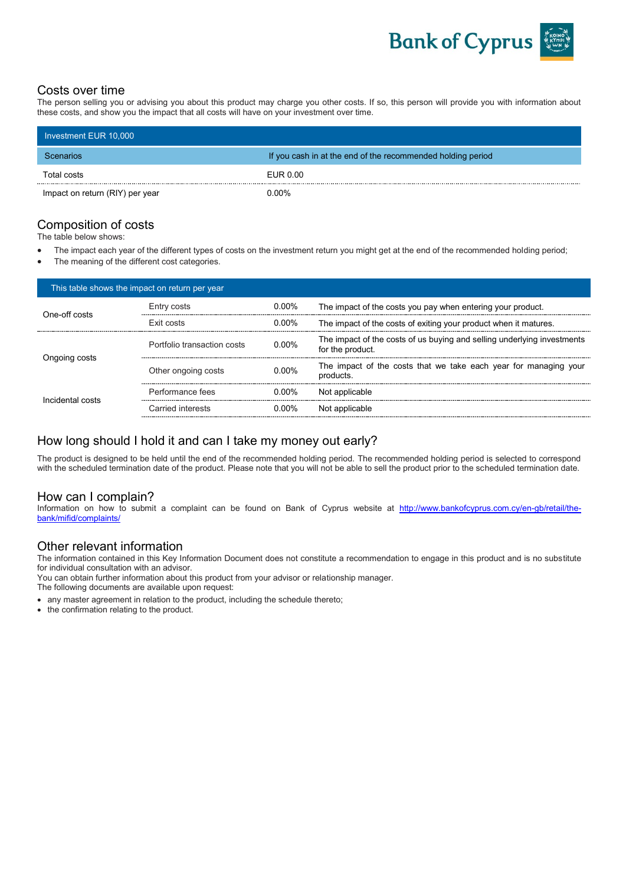## Costs over time

The person selling you or advising you about this product may charge you other costs. If so, this person will provide you with information about these costs, and show you the impact that all costs will have on your investment over time.

| Investment EUR 10,000 | |
|---|---|
| Scenarios | If you cash in at the end of the recommended holding period |
| Total costs | EUR 0.00 |
| Impact on return (RIY) per year | 0.00% |

## Composition of costs

The table below shows:

- The impact each year of the different types of costs on the investment return you might get at the end of the recommended holding period;
- The meaning of the different cost categories.

| This table shows the impact on return per year | | | |
|---|---|---|---|
| One-off costs | Entry costs | 0.00% | The impact of the costs you pay when entering your product. |
| | Exit costs | 0.00% | The impact of the costs of exiting your product when it matures. |
| Ongoing costs | Portfolio transaction costs | 0.00% | The impact of the costs of us buying and selling underlying investments for the product. |
| | Other ongoing costs | 0.00% | The impact of the costs that we take each year for managing your products. |
| Incidental costs | Performance fees | 0.00% | Not applicable |
| | Carried interests | 0.00% | Not applicable |

## How long should I hold it and can I take my money out early?

The product is designed to be held until the end of the recommended holding period. The recommended holding period is selected to correspond with the scheduled termination date of the product. Please note that you will not be able to sell the product prior to the scheduled termination date.

## How can I complain?

Information on how to submit a complaint can be found on Bank of Cyprus website at http://www.bankofcyprus.com.cy/en-gb/retail/the-bank/mifid/complaints/

## Other relevant information

The information contained in this Key Information Document does not constitute a recommendation to engage in this product and is no substitute for individual consultation with an advisor.
You can obtain further information about this product from your advisor or relationship manager.
The following documents are available upon request:

- any master agreement in relation to the product, including the schedule thereto;
- the confirmation relating to the product.